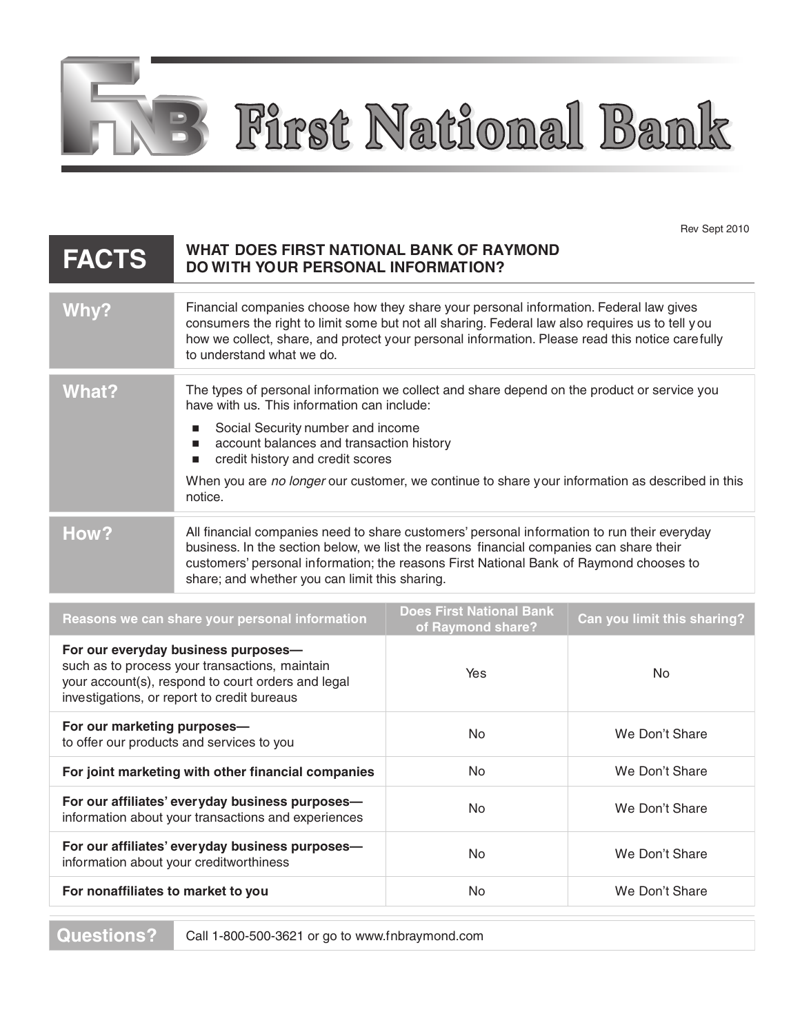# First National Bank

Rev Sept 2010

## FACTS — WHAT DOES FIRST NATIONAL BANK OF RAYMOND DO WITH YOUR PERSONAL INFORMATION?

**Why?**

Financial companies choose how they share your personal information. Federal law gives consumers the right to limit some but not all sharing. Federal law also requires us to tell you how we collect, share, and protect your personal information. Please read this notice carefully to understand what we do.

**What?**

The types of personal information we collect and share depend on the product or service you have with us. This information can include:

- Social Security number and income
- account balances and transaction history
- credit history and credit scores

When you are *no longer* our customer, we continue to share your information as described in this notice.

**How?**

All financial companies need to share customers' personal information to run their everyday business. In the section below, we list the reasons financial companies can share their customers' personal information; the reasons First National Bank of Raymond chooses to share; and whether you can limit this sharing.

| Reasons we can share your personal information | Does First National Bank of Raymond share? | Can you limit this sharing? |
|---|---|---|
| **For our everyday business purposes—** such as to process your transactions, maintain your account(s), respond to court orders and legal investigations, or report to credit bureaus | Yes | No |
| **For our marketing purposes—** to offer our products and services to you | No | We Don't Share |
| **For joint marketing with other financial companies** | No | We Don't Share |
| **For our affiliates' everyday business purposes—** information about your transactions and experiences | No | We Don't Share |
| **For our affiliates' everyday business purposes—** information about your creditworthiness | No | We Don't Share |
| **For nonaffiliates to market to you** | No | We Don't Share |

**Questions?** Call 1-800-500-3621 or go to www.fnbraymond.com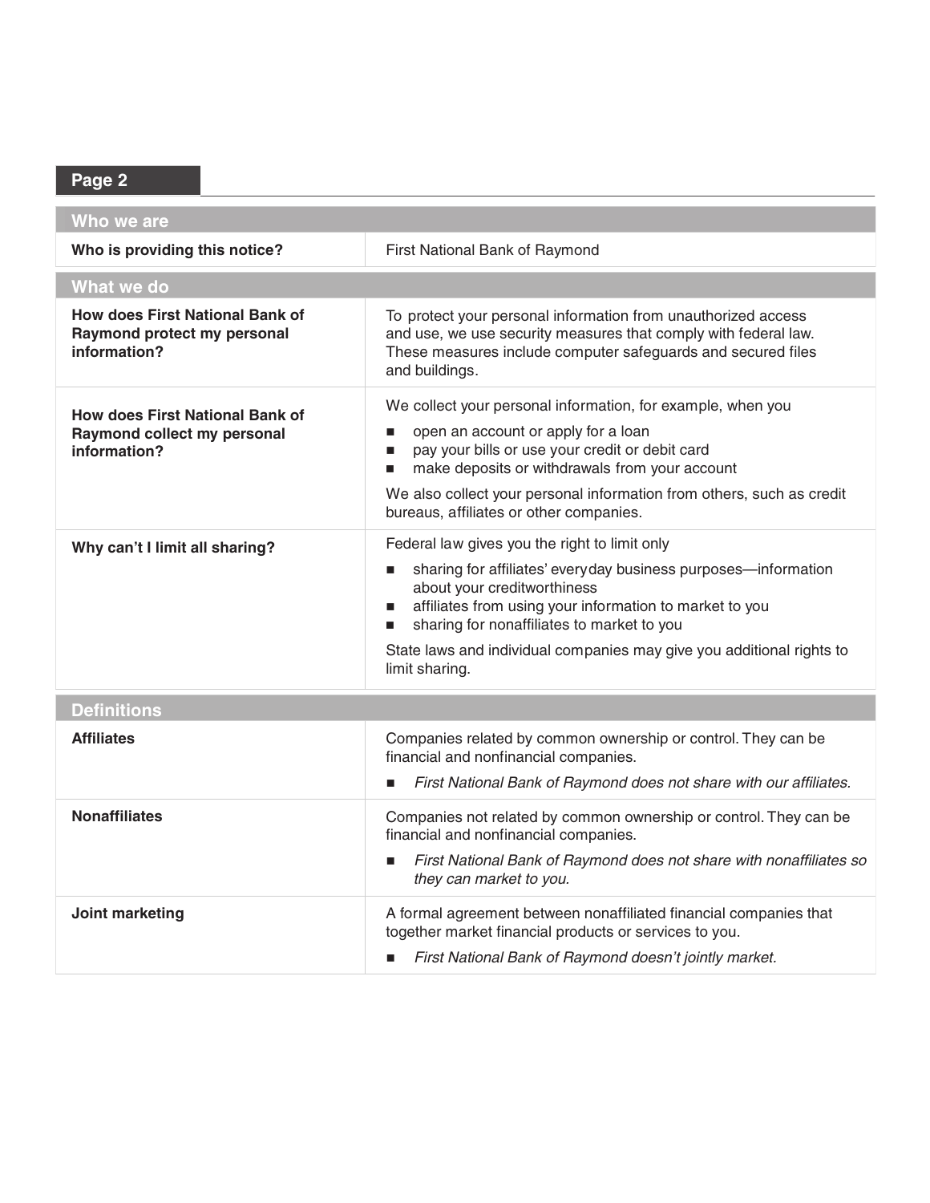## Page 2

| Who we are | |
|---|---|
| **Who is providing this notice?** | First National Bank of Raymond |

| What we do | |
|---|---|
| **How does First National Bank of Raymond protect my personal information?** | To protect your personal information from unauthorized access and use, we use security measures that comply with federal law. These measures include computer safeguards and secured files and buildings. |
| **How does First National Bank of Raymond collect my personal information?** | We collect your personal information, for example, when you<br>■ open an account or apply for a loan<br>■ pay your bills or use your credit or debit card<br>■ make deposits or withdrawals from your account<br>We also collect your personal information from others, such as credit bureaus, affiliates or other companies. |
| **Why can't I limit all sharing?** | Federal law gives you the right to limit only<br>■ sharing for affiliates' everyday business purposes—information about your creditworthiness<br>■ affiliates from using your information to market to you<br>■ sharing for nonaffiliates to market to you<br>State laws and individual companies may give you additional rights to limit sharing. |

| Definitions | |
|---|---|
| **Affiliates** | Companies related by common ownership or control. They can be financial and nonfinancial companies.<br>■ *First National Bank of Raymond does not share with our affiliates.* |
| **Nonaffiliates** | Companies not related by common ownership or control. They can be financial and nonfinancial companies.<br>■ *First National Bank of Raymond does not share with nonaffiliates so they can market to you.* |
| **Joint marketing** | A formal agreement between nonaffiliated financial companies that together market financial products or services to you.<br>■ *First National Bank of Raymond doesn't jointly market.* |